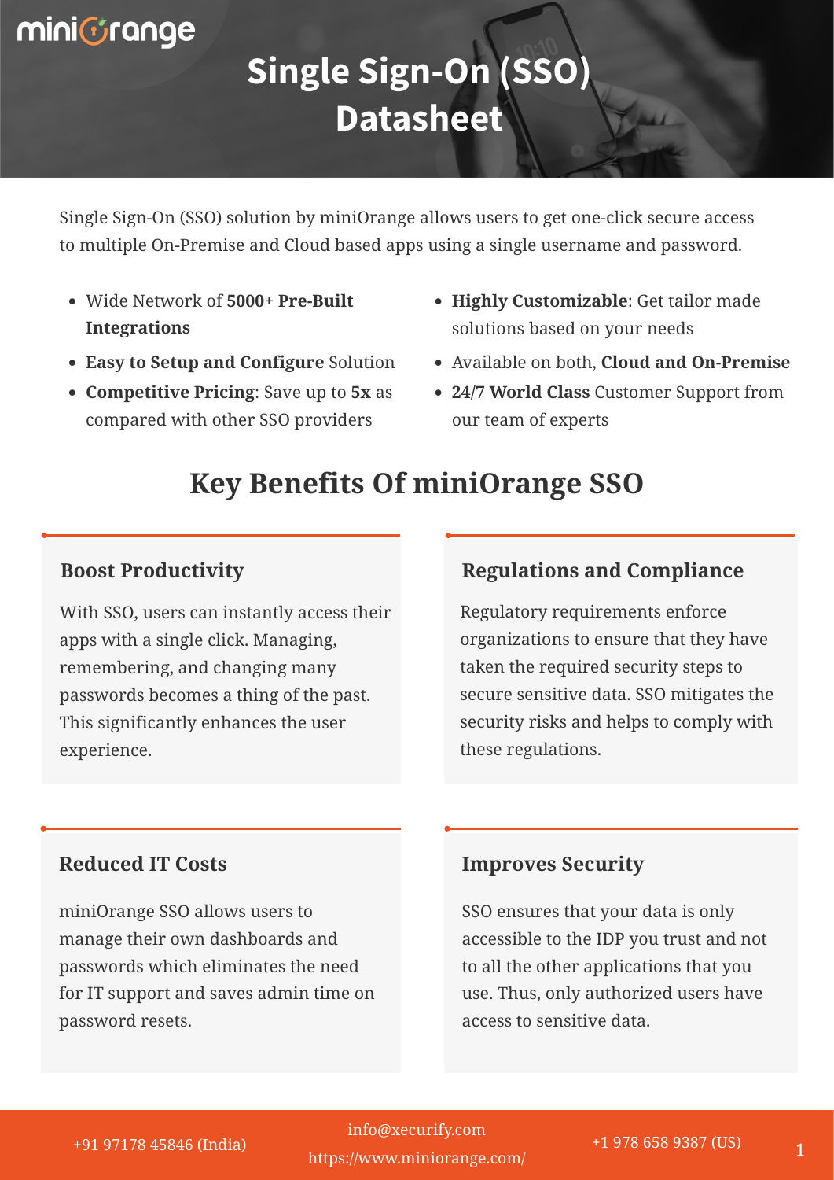miniOrange

# Single Sign-On (SSO) Datasheet

Single Sign-On (SSO) solution by miniOrange allows users to get one-click secure access to multiple On-Premise and Cloud based apps using a single username and password.

- Wide Network of **5000+ Pre-Built Integrations**
- **Easy to Setup and Configure** Solution
- **Competitive Pricing**: Save up to **5x** as compared with other SSO providers
- **Highly Customizable**: Get tailor made solutions based on your needs
- Available on both, **Cloud and On-Premise**
- **24/7 World Class** Customer Support from our team of experts

## Key Benefits Of miniOrange SSO

### Boost Productivity

With SSO, users can instantly access their apps with a single click. Managing, remembering, and changing many passwords becomes a thing of the past. This significantly enhances the user experience.

### Regulations and Compliance

Regulatory requirements enforce organizations to ensure that they have taken the required security steps to secure sensitive data. SSO mitigates the security risks and helps to comply with these regulations.

### Reduced IT Costs

miniOrange SSO allows users to manage their own dashboards and passwords which eliminates the need for IT support and saves admin time on password resets.

### Improves Security

SSO ensures that your data is only accessible to the IDP you trust and not to all the other applications that you use. Thus, only authorized users have access to sensitive data.

+91 97178 45846 (India) | info@xecurify.com | https://www.miniorange.com/ | +1 978 658 9387 (US)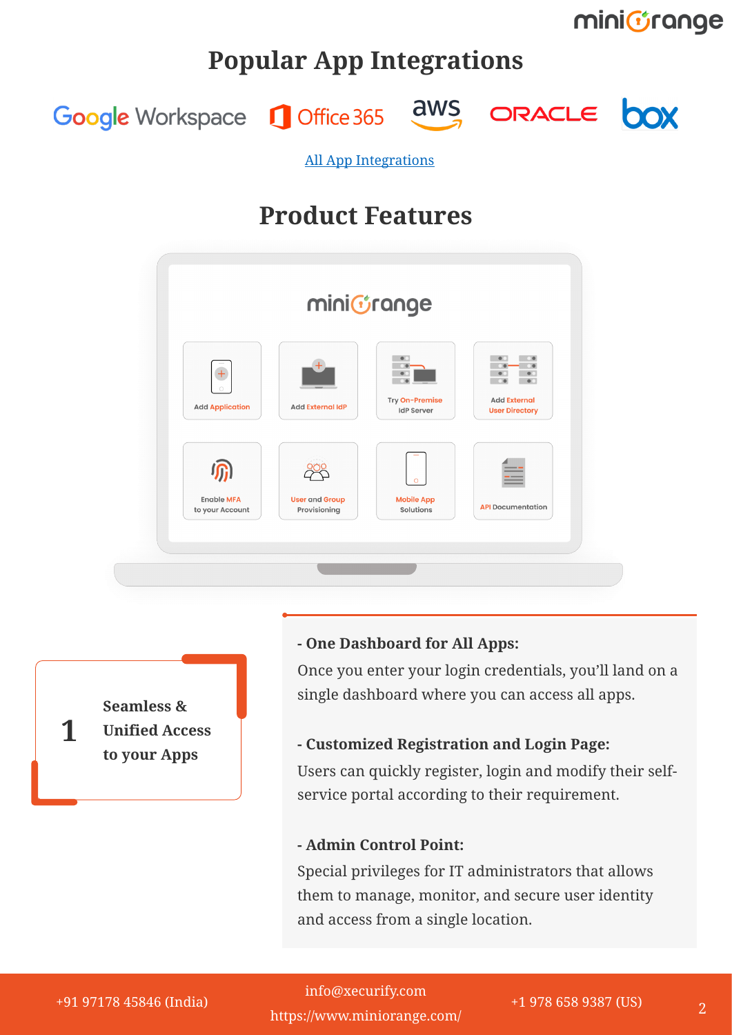## Popular App Integrations

Google Workspace | Office 365 | aws | ORACLE | box

[All App Integrations](https://www.miniorange.com/)

## Product Features

miniOrange

- Add Application
- Add External IdP
- Try On-Premise IdP Server
- Add External User Directory
- Enable MFA to your Account
- User and Group Provisioning
- Mobile App Solutions
- API Documentation

### 1 Seamless & Unified Access to your Apps

**- One Dashboard for All Apps:**

Once you enter your login credentials, you'll land on a single dashboard where you can access all apps.

**- Customized Registration and Login Page:**

Users can quickly register, login and modify their self-service portal according to their requirement.

**- Admin Control Point:**

Special privileges for IT administrators that allows them to manage, monitor, and secure user identity and access from a single location.

+91 97178 45846 (India) | info@xecurify.com | https://www.miniorange.com/ | +1 978 658 9387 (US)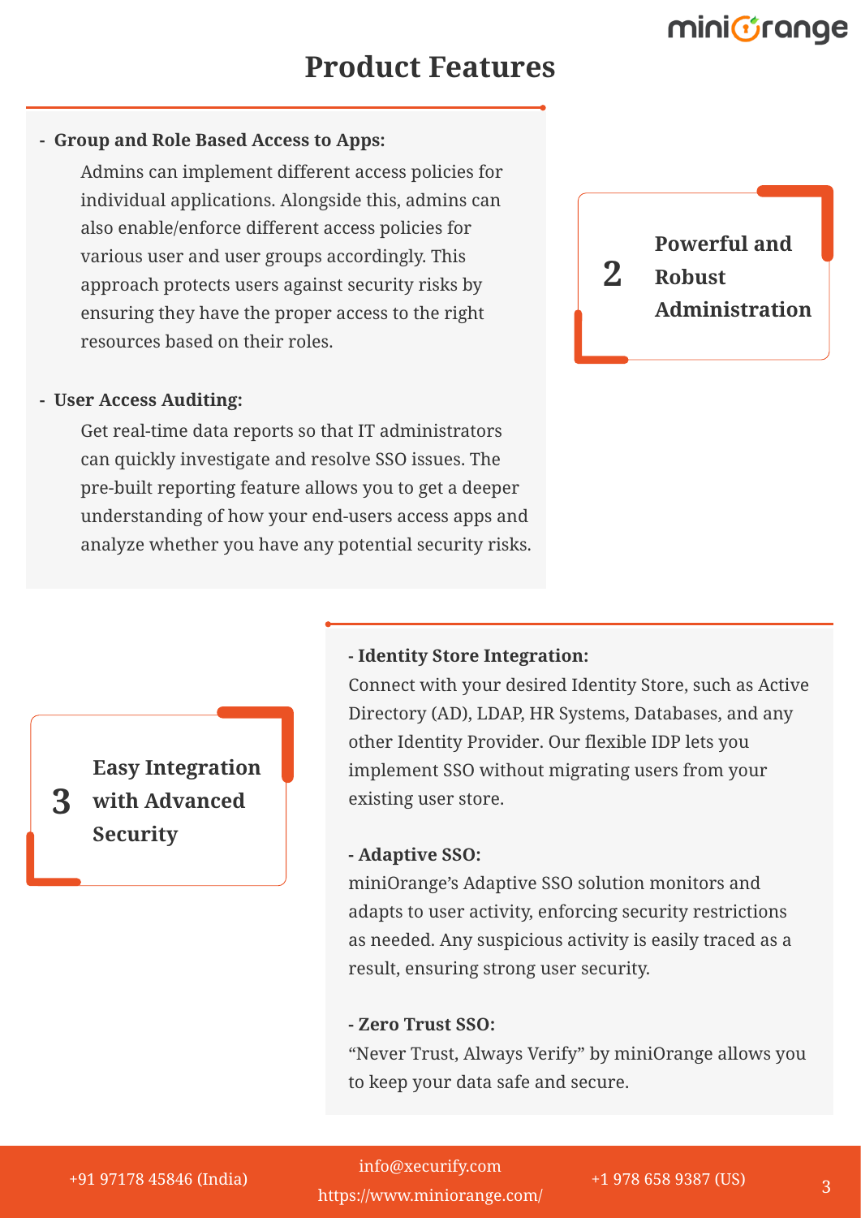# Product Features

## 2 Powerful and Robust Administration

- **Group and Role Based Access to Apps:**

  Admins can implement different access policies for individual applications. Alongside this, admins can also enable/enforce different access policies for various user and user groups accordingly. This approach protects users against security risks by ensuring they have the proper access to the right resources based on their roles.

- **User Access Auditing:**

  Get real-time data reports so that IT administrators can quickly investigate and resolve SSO issues. The pre-built reporting feature allows you to get a deeper understanding of how your end-users access apps and analyze whether you have any potential security risks.

## 3 Easy Integration with Advanced Security

- **Identity Store Integration:**

  Connect with your desired Identity Store, such as Active Directory (AD), LDAP, HR Systems, Databases, and any other Identity Provider. Our flexible IDP lets you implement SSO without migrating users from your existing user store.

- **Adaptive SSO:**

  miniOrange's Adaptive SSO solution monitors and adapts to user activity, enforcing security restrictions as needed. Any suspicious activity is easily traced as a result, ensuring strong user security.

- **Zero Trust SSO:**

  "Never Trust, Always Verify" by miniOrange allows you to keep your data safe and secure.

+91 97178 45846 (India) | info@xecurify.com | https://www.miniorange.com/ | +1 978 658 9387 (US)